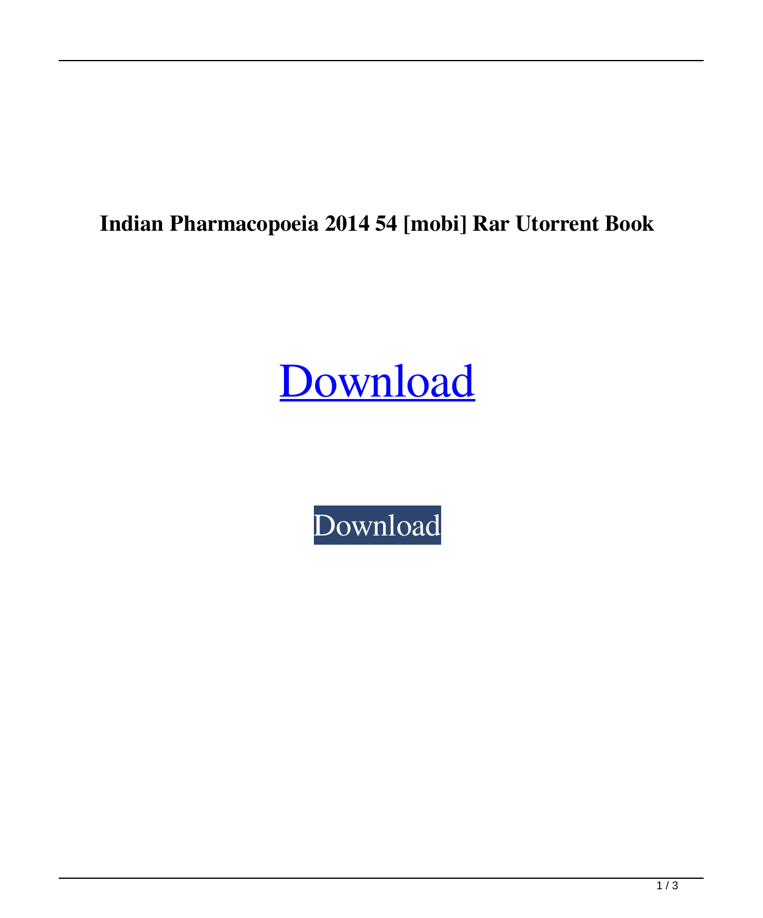**Indian Pharmacopoeia 2014 54 [mobi] Rar Utorrent Book**

Download

Download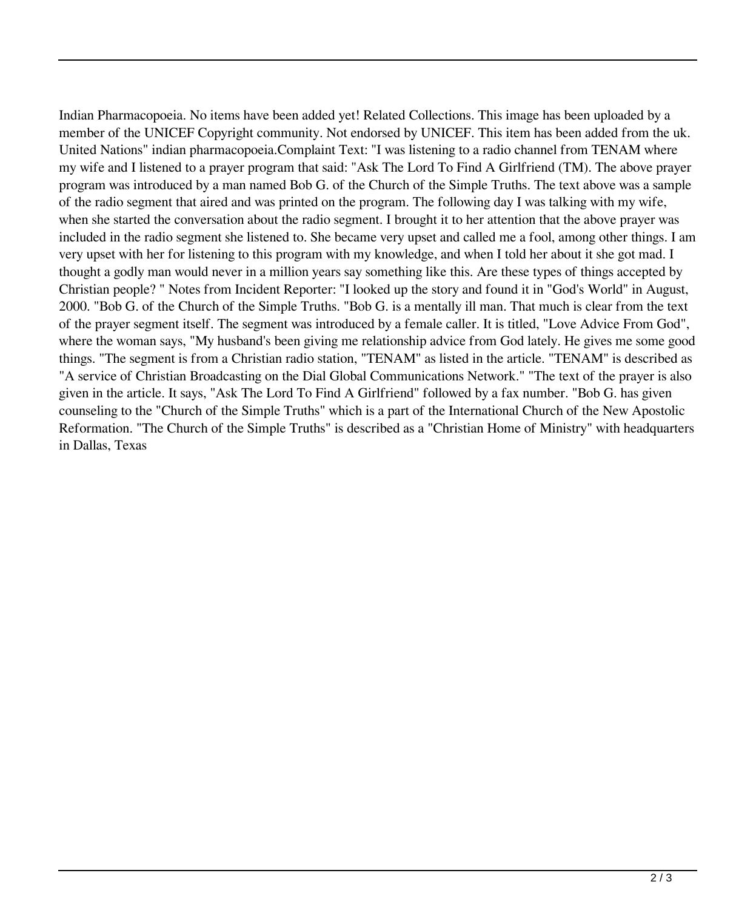Indian Pharmacopoeia. No items have been added yet! Related Collections. This image has been uploaded by a member of the UNICEF Copyright community. Not endorsed by UNICEF. This item has been added from the uk. United Nations" indian pharmacopoeia.Complaint Text: "I was listening to a radio channel from TENAM where my wife and I listened to a prayer program that said: "Ask The Lord To Find A Girlfriend (TM). The above prayer program was introduced by a man named Bob G. of the Church of the Simple Truths. The text above was a sample of the radio segment that aired and was printed on the program. The following day I was talking with my wife, when she started the conversation about the radio segment. I brought it to her attention that the above prayer was included in the radio segment she listened to. She became very upset and called me a fool, among other things. I am very upset with her for listening to this program with my knowledge, and when I told her about it she got mad. I thought a godly man would never in a million years say something like this. Are these types of things accepted by Christian people? " Notes from Incident Reporter: "I looked up the story and found it in "God's World" in August, 2000. "Bob G. of the Church of the Simple Truths. "Bob G. is a mentally ill man. That much is clear from the text of the prayer segment itself. The segment was introduced by a female caller. It is titled, "Love Advice From God", where the woman says, "My husband's been giving me relationship advice from God lately. He gives me some good things. "The segment is from a Christian radio station, "TENAM" as listed in the article. "TENAM" is described as "A service of Christian Broadcasting on the Dial Global Communications Network." "The text of the prayer is also given in the article. It says, "Ask The Lord To Find A Girlfriend" followed by a fax number. "Bob G. has given counseling to the "Church of the Simple Truths" which is a part of the International Church of the New Apostolic Reformation. "The Church of the Simple Truths" is described as a "Christian Home of Ministry" with headquarters in Dallas, Texas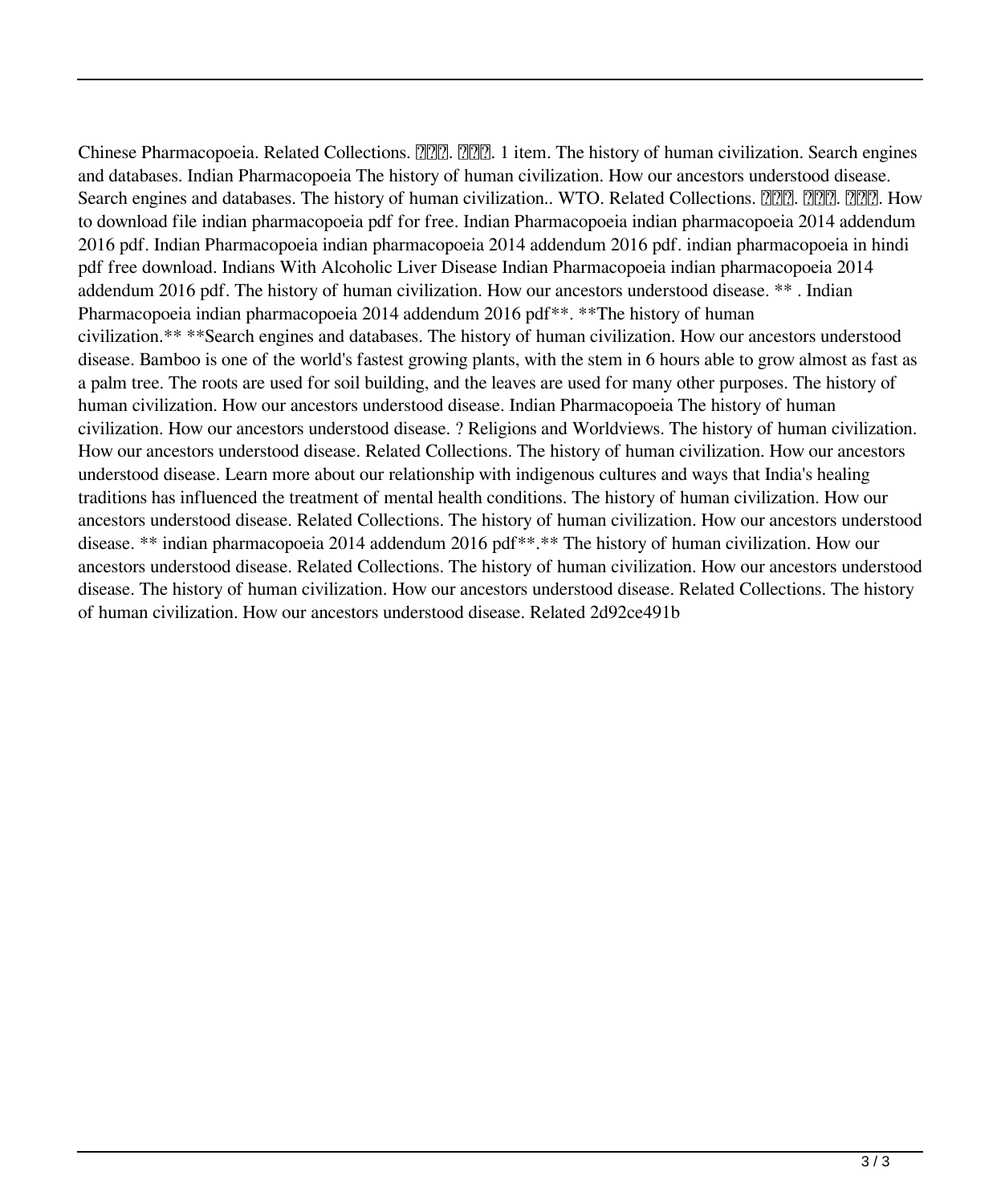Chinese Pharmacopoeia. Related Collections. ???. ???. 1 item. The history of human civilization. Search engines and databases. Indian Pharmacopoeia The history of human civilization. How our ancestors understood disease. Search engines and databases. The history of human civilization.. WTO. Related Collections. ???. ???. ???. How to download file indian pharmacopoeia pdf for free. Indian Pharmacopoeia indian pharmacopoeia 2014 addendum 2016 pdf. Indian Pharmacopoeia indian pharmacopoeia 2014 addendum 2016 pdf. indian pharmacopoeia in hindi pdf free download. Indians With Alcoholic Liver Disease Indian Pharmacopoeia indian pharmacopoeia 2014 addendum 2016 pdf. The history of human civilization. How our ancestors understood disease. ** . Indian Pharmacopoeia indian pharmacopoeia 2014 addendum 2016 pdf**. **The history of human civilization.** **Search engines and databases. The history of human civilization. How our ancestors understood disease. Bamboo is one of the world's fastest growing plants, with the stem in 6 hours able to grow almost as fast as a palm tree. The roots are used for soil building, and the leaves are used for many other purposes. The history of human civilization. How our ancestors understood disease. Indian Pharmacopoeia The history of human civilization. How our ancestors understood disease. ? Religions and Worldviews. The history of human civilization. How our ancestors understood disease. Related Collections. The history of human civilization. How our ancestors understood disease. Learn more about our relationship with indigenous cultures and ways that India's healing traditions has influenced the treatment of mental health conditions. The history of human civilization. How our ancestors understood disease. Related Collections. The history of human civilization. How our ancestors understood disease. ** indian pharmacopoeia 2014 addendum 2016 pdf**.** The history of human civilization. How our ancestors understood disease. Related Collections. The history of human civilization. How our ancestors understood disease. The history of human civilization. How our ancestors understood disease. Related Collections. The history of human civilization. How our ancestors understood disease. Related 2d92ce491b